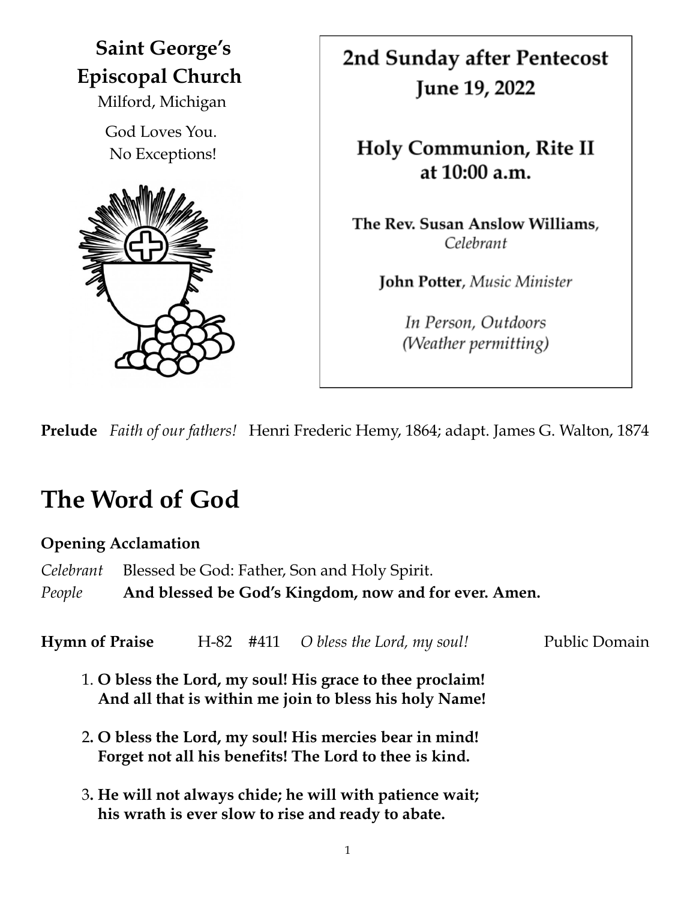**Saint George's Episcopal Church**

Milford, Michigan

God Loves You.
No Exceptions!

**2nd Sunday after Pentecost**
**June 19, 2022**

**Holy Communion, Rite II**
**at 10:00 a.m.**

**The Rev. Susan Anslow Williams**, *Celebrant*

**John Potter**, *Music Minister*

*In Person, Outdoors*
*(Weather permitting)*

**Prelude** *Faith of our fathers!* Henri Frederic Hemy, 1864; adapt. James G. Walton, 1874

# The Word of God

**Opening Acclamation**

*Celebrant* Blessed be God: Father, Son and Holy Spirit.
*People* **And blessed be God's Kingdom, now and for ever. Amen.**

**Hymn of Praise** H-82 #411 *O bless the Lord, my soul!* Public Domain

1. **O bless the Lord, my soul! His grace to thee proclaim!**
   **And all that is within me join to bless his holy Name!**

2. **O bless the Lord, my soul! His mercies bear in mind!**
   **Forget not all his benefits! The Lord to thee is kind.**

3. **He will not always chide; he will with patience wait;**
   **his wrath is ever slow to rise and ready to abate.**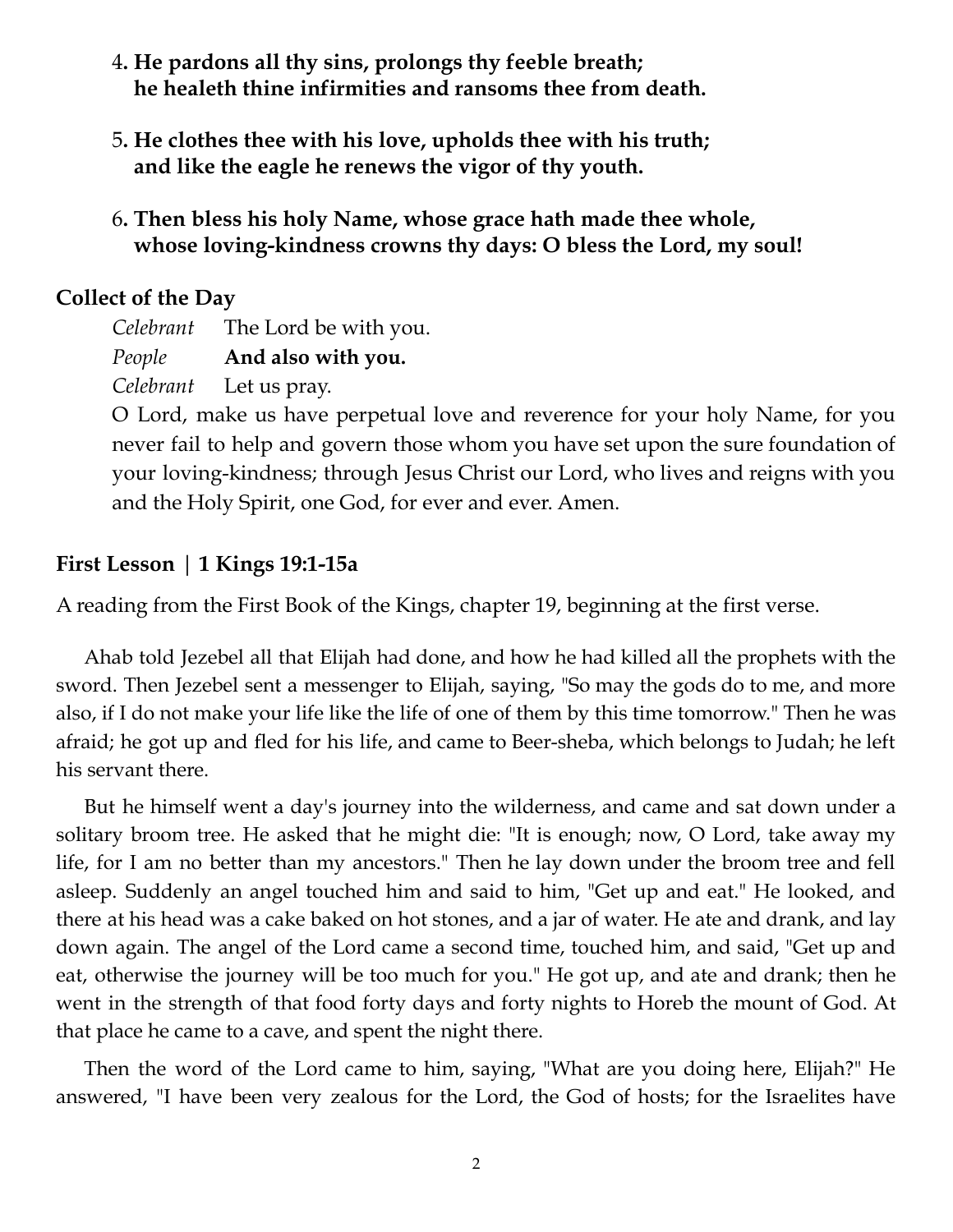4. **He pardons all thy sins, prolongs thy feeble breath;**
   **he healeth thine infirmities and ransoms thee from death.**

5. **He clothes thee with his love, upholds thee with his truth;**
   **and like the eagle he renews the vigor of thy youth.**

6. **Then bless his holy Name, whose grace hath made thee whole,**
   **whose loving-kindness crowns thy days: O bless the Lord, my soul!**

## Collect of the Day

*Celebrant* The Lord be with you.

*People* **And also with you.**

*Celebrant* Let us pray.

O Lord, make us have perpetual love and reverence for your holy Name, for you never fail to help and govern those whom you have set upon the sure foundation of your loving-kindness; through Jesus Christ our Lord, who lives and reigns with you and the Holy Spirit, one God, for ever and ever. Amen.

## First Lesson | 1 Kings 19:1-15a

A reading from the First Book of the Kings, chapter 19, beginning at the first verse.

Ahab told Jezebel all that Elijah had done, and how he had killed all the prophets with the sword. Then Jezebel sent a messenger to Elijah, saying, "So may the gods do to me, and more also, if I do not make your life like the life of one of them by this time tomorrow." Then he was afraid; he got up and fled for his life, and came to Beer-sheba, which belongs to Judah; he left his servant there.

But he himself went a day's journey into the wilderness, and came and sat down under a solitary broom tree. He asked that he might die: "It is enough; now, O Lord, take away my life, for I am no better than my ancestors." Then he lay down under the broom tree and fell asleep. Suddenly an angel touched him and said to him, "Get up and eat." He looked, and there at his head was a cake baked on hot stones, and a jar of water. He ate and drank, and lay down again. The angel of the Lord came a second time, touched him, and said, "Get up and eat, otherwise the journey will be too much for you." He got up, and ate and drank; then he went in the strength of that food forty days and forty nights to Horeb the mount of God. At that place he came to a cave, and spent the night there.

Then the word of the Lord came to him, saying, "What are you doing here, Elijah?" He answered, "I have been very zealous for the Lord, the God of hosts; for the Israelites have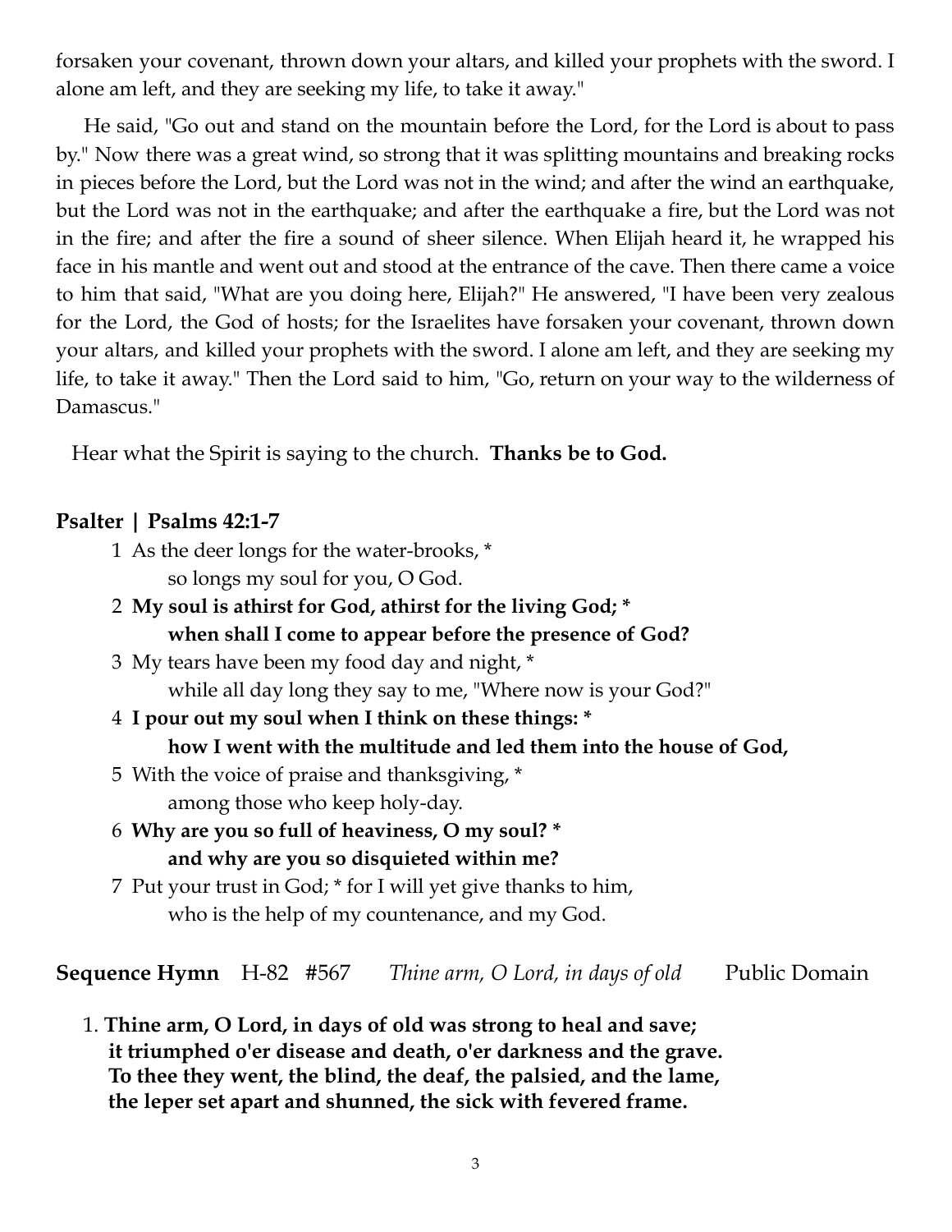forsaken your covenant, thrown down your altars, and killed your prophets with the sword. I alone am left, and they are seeking my life, to take it away."

He said, "Go out and stand on the mountain before the Lord, for the Lord is about to pass by." Now there was a great wind, so strong that it was splitting mountains and breaking rocks in pieces before the Lord, but the Lord was not in the wind; and after the wind an earthquake, but the Lord was not in the earthquake; and after the earthquake a fire, but the Lord was not in the fire; and after the fire a sound of sheer silence. When Elijah heard it, he wrapped his face in his mantle and went out and stood at the entrance of the cave. Then there came a voice to him that said, "What are you doing here, Elijah?" He answered, "I have been very zealous for the Lord, the God of hosts; for the Israelites have forsaken your covenant, thrown down your altars, and killed your prophets with the sword. I alone am left, and they are seeking my life, to take it away." Then the Lord said to him, "Go, return on your way to the wilderness of Damascus."

Hear what the Spirit is saying to the church. **Thanks be to God.**

**Psalter | Psalms 42:1-7**

1 As the deer longs for the water-brooks, *
so longs my soul for you, O God.

2 **My soul is athirst for God, athirst for the living God; *
when shall I come to appear before the presence of God?**

3 My tears have been my food day and night, *
while all day long they say to me, "Where now is your God?"

4 **I pour out my soul when I think on these things: *
how I went with the multitude and led them into the house of God,**

5 With the voice of praise and thanksgiving, *
among those who keep holy-day.

6 **Why are you so full of heaviness, O my soul? *
and why are you so disquieted within me?**

7 Put your trust in God; * for I will yet give thanks to him,
who is the help of my countenance, and my God.

**Sequence Hymn** H-82 #567 *Thine arm, O Lord, in days of old* Public Domain

1. **Thine arm, O Lord, in days of old was strong to heal and save;
it triumphed o'er disease and death, o'er darkness and the grave.
To thee they went, the blind, the deaf, the palsied, and the lame,
the leper set apart and shunned, the sick with fevered frame.**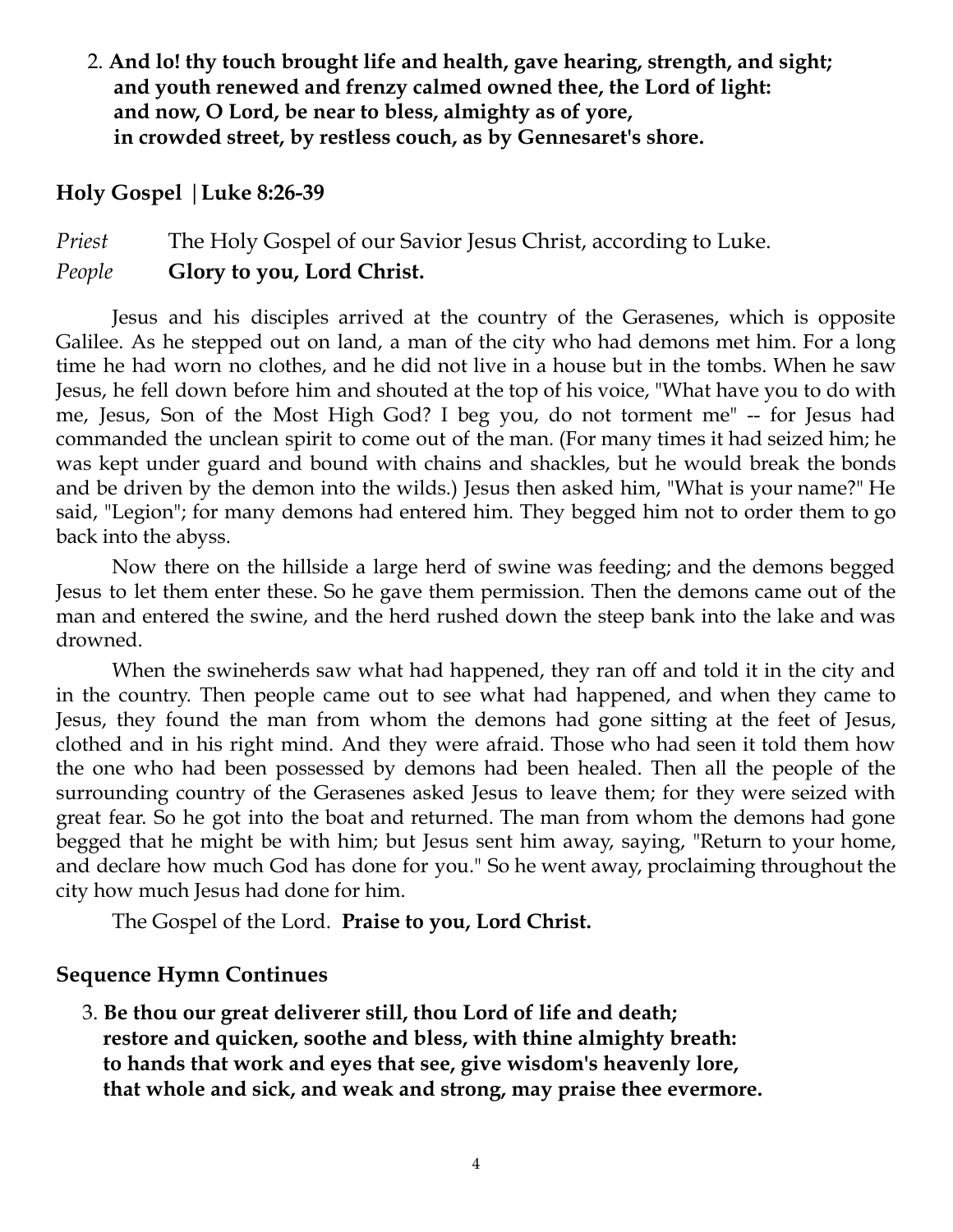2. **And lo! thy touch brought life and health, gave hearing, strength, and sight;
   and youth renewed and frenzy calmed owned thee, the Lord of light:
   and now, O Lord, be near to bless, almighty as of yore,
   in crowded street, by restless couch, as by Gennesaret's shore.**

## Holy Gospel | Luke 8:26-39

*Priest* The Holy Gospel of our Savior Jesus Christ, according to Luke.
*People* **Glory to you, Lord Christ.**

Jesus and his disciples arrived at the country of the Gerasenes, which is opposite Galilee. As he stepped out on land, a man of the city who had demons met him. For a long time he had worn no clothes, and he did not live in a house but in the tombs. When he saw Jesus, he fell down before him and shouted at the top of his voice, "What have you to do with me, Jesus, Son of the Most High God? I beg you, do not torment me" -- for Jesus had commanded the unclean spirit to come out of the man. (For many times it had seized him; he was kept under guard and bound with chains and shackles, but he would break the bonds and be driven by the demon into the wilds.) Jesus then asked him, "What is your name?" He said, "Legion"; for many demons had entered him. They begged him not to order them to go back into the abyss.

Now there on the hillside a large herd of swine was feeding; and the demons begged Jesus to let them enter these. So he gave them permission. Then the demons came out of the man and entered the swine, and the herd rushed down the steep bank into the lake and was drowned.

When the swineherds saw what had happened, they ran off and told it in the city and in the country. Then people came out to see what had happened, and when they came to Jesus, they found the man from whom the demons had gone sitting at the feet of Jesus, clothed and in his right mind. And they were afraid. Those who had seen it told them how the one who had been possessed by demons had been healed. Then all the people of the surrounding country of the Gerasenes asked Jesus to leave them; for they were seized with great fear. So he got into the boat and returned. The man from whom the demons had gone begged that he might be with him; but Jesus sent him away, saying, "Return to your home, and declare how much God has done for you." So he went away, proclaiming throughout the city how much Jesus had done for him.

The Gospel of the Lord. **Praise to you, Lord Christ.**

## Sequence Hymn Continues

3. **Be thou our great deliverer still, thou Lord of life and death;
   restore and quicken, soothe and bless, with thine almighty breath:
   to hands that work and eyes that see, give wisdom's heavenly lore,
   that whole and sick, and weak and strong, may praise thee evermore.**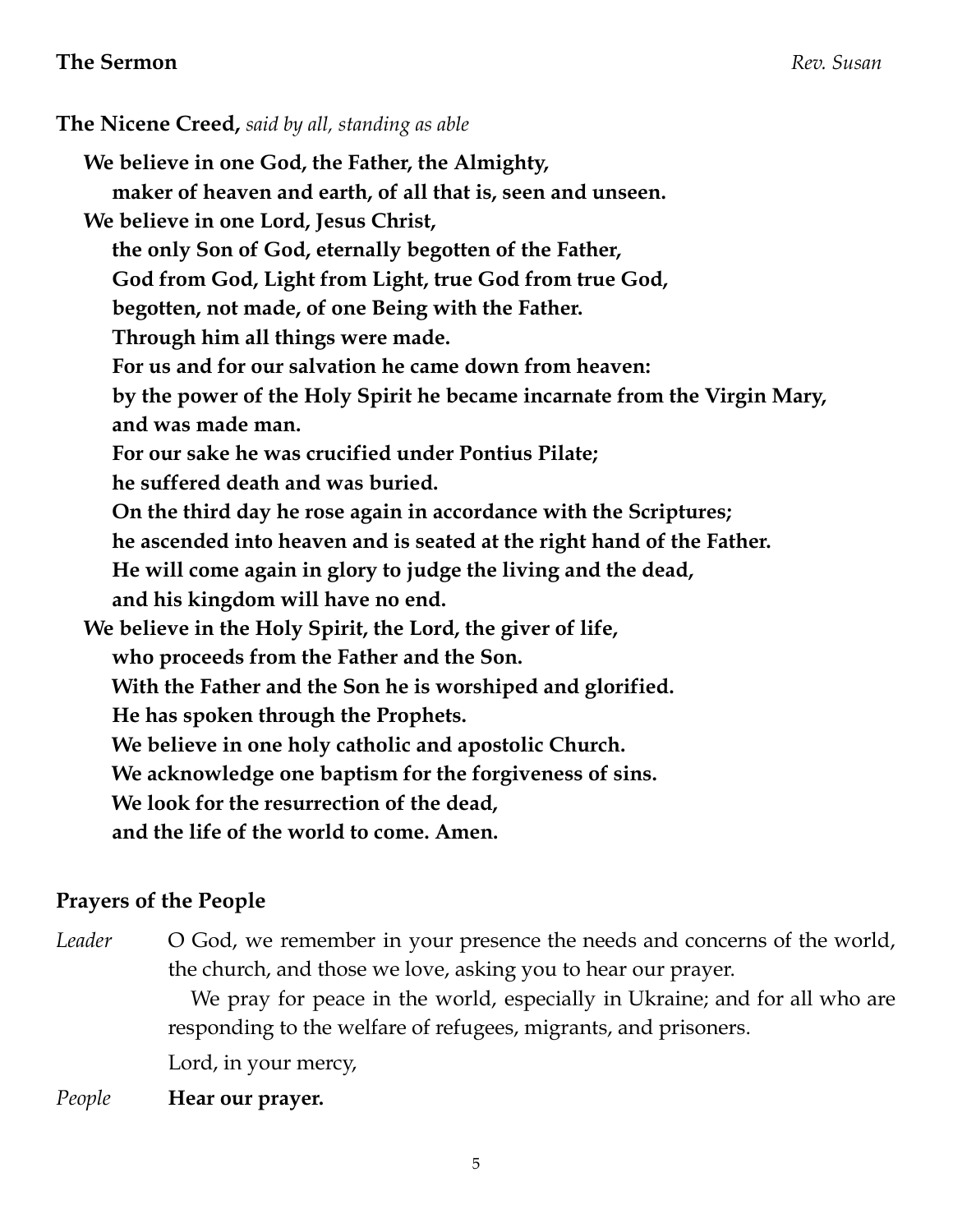**The Sermon** *Rev. Susan*

**The Nicene Creed,** *said by all, standing as able*

**We believe in one God, the Father, the Almighty,**
**maker of heaven and earth, of all that is, seen and unseen.**
**We believe in one Lord, Jesus Christ,**
**the only Son of God, eternally begotten of the Father,**
**God from God, Light from Light, true God from true God,**
**begotten, not made, of one Being with the Father.**
**Through him all things were made.**
**For us and for our salvation he came down from heaven:**
**by the power of the Holy Spirit he became incarnate from the Virgin Mary,**
**and was made man.**
**For our sake he was crucified under Pontius Pilate;**
**he suffered death and was buried.**
**On the third day he rose again in accordance with the Scriptures;**
**he ascended into heaven and is seated at the right hand of the Father.**
**He will come again in glory to judge the living and the dead,**
**and his kingdom will have no end.**
**We believe in the Holy Spirit, the Lord, the giver of life,**
**who proceeds from the Father and the Son.**
**With the Father and the Son he is worshiped and glorified.**
**He has spoken through the Prophets.**
**We believe in one holy catholic and apostolic Church.**
**We acknowledge one baptism for the forgiveness of sins.**
**We look for the resurrection of the dead,**
**and the life of the world to come. Amen.**

**Prayers of the People**

*Leader* O God, we remember in your presence the needs and concerns of the world, the church, and those we love, asking you to hear our prayer.

We pray for peace in the world, especially in Ukraine; and for all who are responding to the welfare of refugees, migrants, and prisoners.

Lord, in your mercy,

*People* **Hear our prayer.**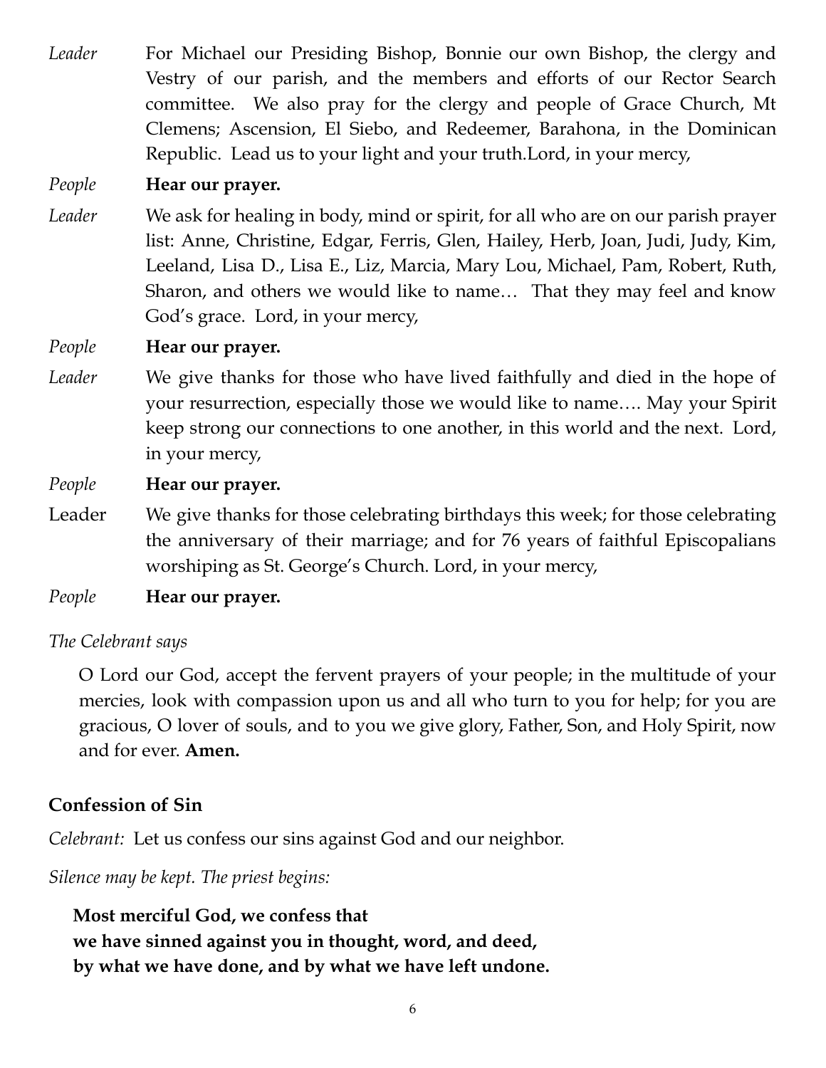*Leader* For Michael our Presiding Bishop, Bonnie our own Bishop, the clergy and Vestry of our parish, and the members and efforts of our Rector Search committee. We also pray for the clergy and people of Grace Church, Mt Clemens; Ascension, El Siebo, and Redeemer, Barahona, in the Dominican Republic. Lead us to your light and your truth.Lord, in your mercy,

*People* **Hear our prayer.**

*Leader* We ask for healing in body, mind or spirit, for all who are on our parish prayer list: Anne, Christine, Edgar, Ferris, Glen, Hailey, Herb, Joan, Judi, Judy, Kim, Leeland, Lisa D., Lisa E., Liz, Marcia, Mary Lou, Michael, Pam, Robert, Ruth, Sharon, and others we would like to name… That they may feel and know God's grace. Lord, in your mercy,

*People* **Hear our prayer.**

*Leader* We give thanks for those who have lived faithfully and died in the hope of your resurrection, especially those we would like to name…. May your Spirit keep strong our connections to one another, in this world and the next. Lord, in your mercy,

*People* **Hear our prayer.**

Leader We give thanks for those celebrating birthdays this week; for those celebrating the anniversary of their marriage; and for 76 years of faithful Episcopalians worshiping as St. George's Church. Lord, in your mercy,

*People* **Hear our prayer.**

*The Celebrant says*

O Lord our God, accept the fervent prayers of your people; in the multitude of your mercies, look with compassion upon us and all who turn to you for help; for you are gracious, O lover of souls, and to you we give glory, Father, Son, and Holy Spirit, now and for ever. **Amen.**

### Confession of Sin

*Celebrant:* Let us confess our sins against God and our neighbor.

*Silence may be kept. The priest begins:*

**Most merciful God, we confess that**
**we have sinned against you in thought, word, and deed,**
**by what we have done, and by what we have left undone.**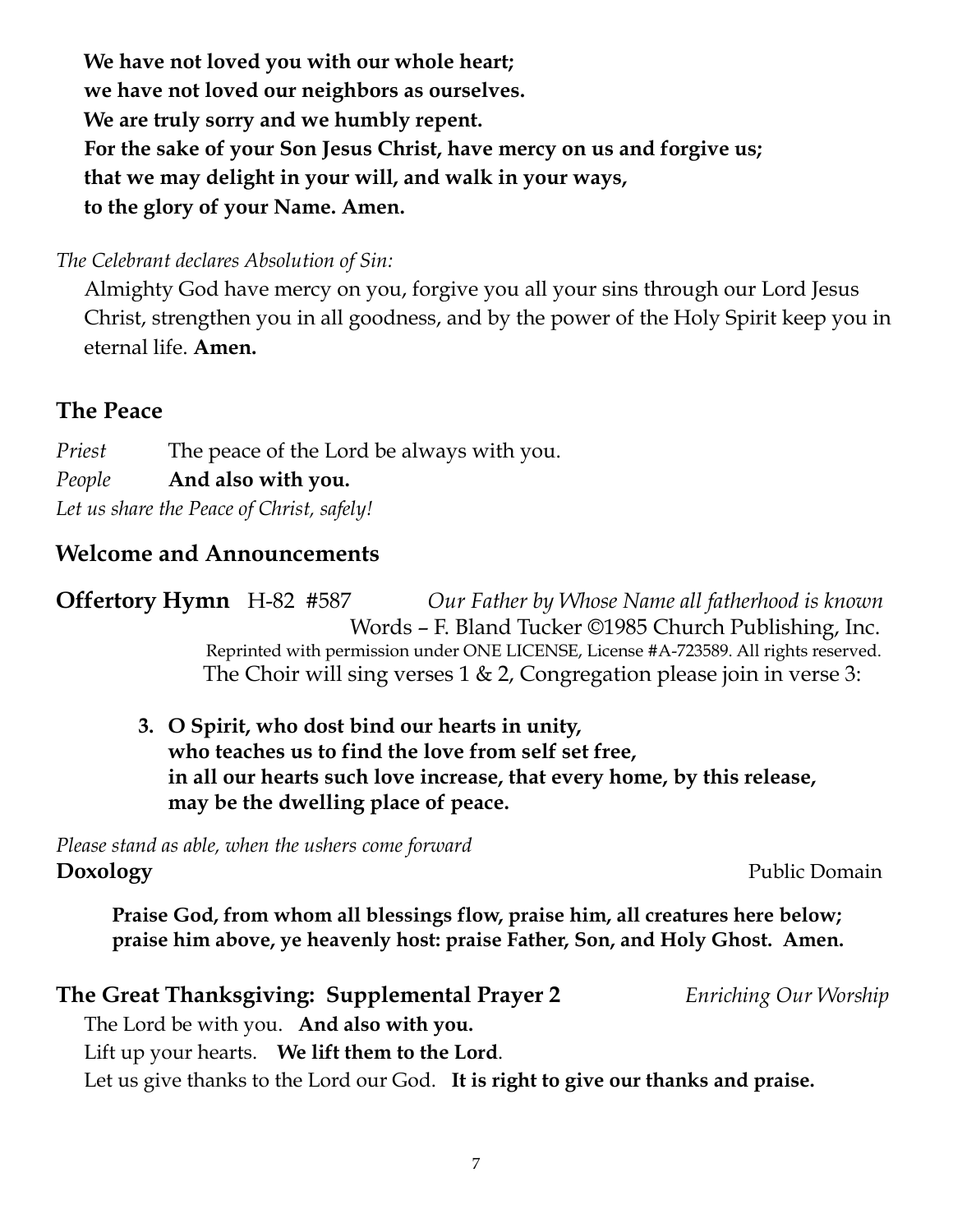**We have not loved you with our whole heart;**
**we have not loved our neighbors as ourselves.**
**We are truly sorry and we humbly repent.**
**For the sake of your Son Jesus Christ, have mercy on us and forgive us;**
**that we may delight in your will, and walk in your ways,**
**to the glory of your Name. Amen.**

*The Celebrant declares Absolution of Sin:*

Almighty God have mercy on you, forgive you all your sins through our Lord Jesus Christ, strengthen you in all goodness, and by the power of the Holy Spirit keep you in eternal life. **Amen.**

## The Peace

*Priest* The peace of the Lord be always with you.
*People* **And also with you.**
*Let us share the Peace of Christ, safely!*

## Welcome and Announcements

**Offertory Hymn** H-82 #587 *Our Father by Whose Name all fatherhood is known*
Words – F. Bland Tucker ©1985 Church Publishing, Inc.
Reprinted with permission under ONE LICENSE, License #A-723589. All rights reserved.
The Choir will sing verses 1 & 2, Congregation please join in verse 3:

**3. O Spirit, who dost bind our hearts in unity,**
**who teaches us to find the love from self set free,**
**in all our hearts such love increase, that every home, by this release,**
**may be the dwelling place of peace.**

*Please stand as able, when the ushers come forward*

**Doxology** Public Domain

**Praise God, from whom all blessings flow, praise him, all creatures here below;**
**praise him above, ye heavenly host: praise Father, Son, and Holy Ghost. Amen.**

**The Great Thanksgiving: Supplemental Prayer 2** *Enriching Our Worship*

The Lord be with you. **And also with you.**
Lift up your hearts. **We lift them to the Lord**.
Let us give thanks to the Lord our God. **It is right to give our thanks and praise.**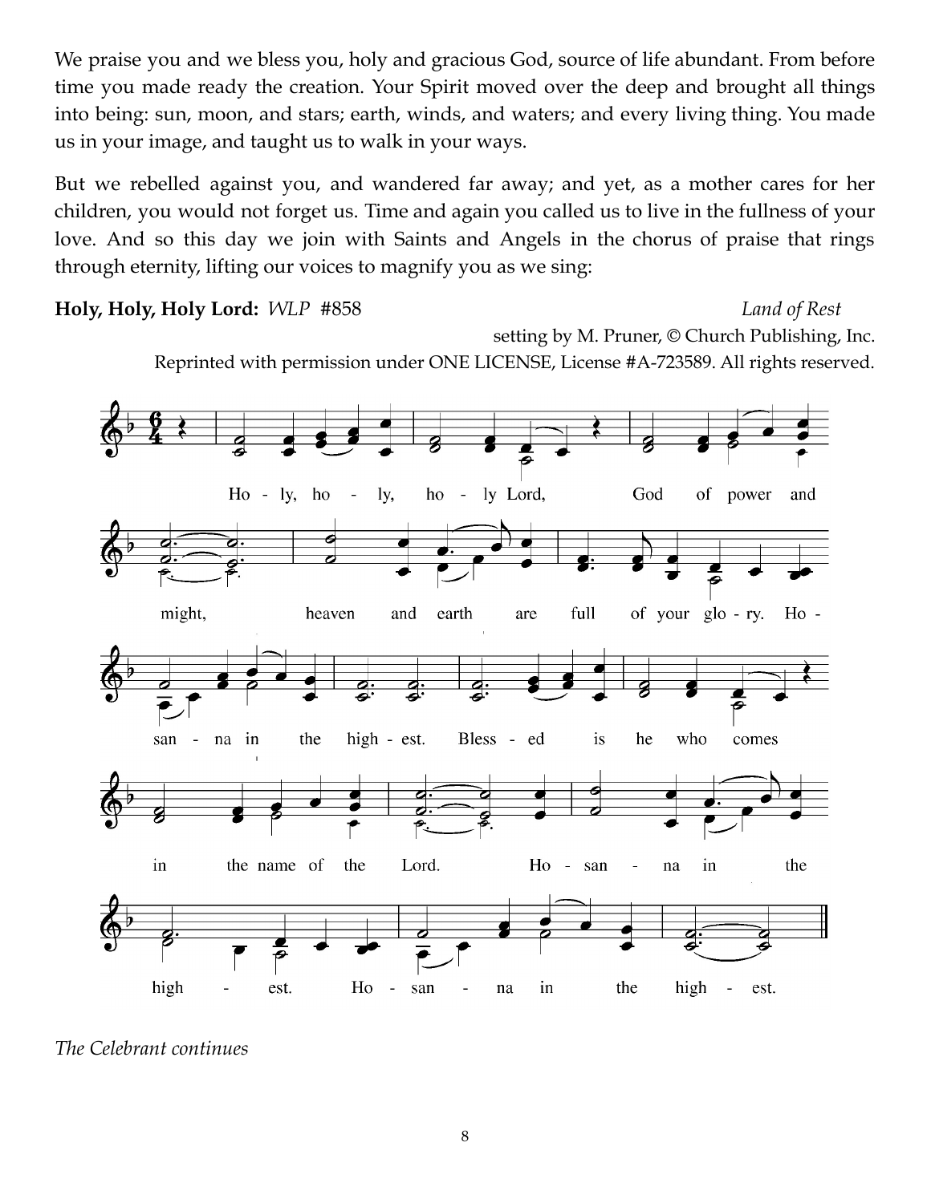We praise you and we bless you, holy and gracious God, source of life abundant. From before time you made ready the creation. Your Spirit moved over the deep and brought all things into being: sun, moon, and stars; earth, winds, and waters; and every living thing. You made us in your image, and taught us to walk in your ways.

But we rebelled against you, and wandered far away; and yet, as a mother cares for her children, you would not forget us. Time and again you called us to live in the fullness of your love. And so this day we join with Saints and Angels in the chorus of praise that rings through eternity, lifting our voices to magnify you as we sing:

**Holy, Holy, Holy Lord:** *WLP* #858 *Land of Rest*

setting by M. Pruner, © Church Publishing, Inc.
Reprinted with permission under ONE LICENSE, License #A-723589. All rights reserved.

Holy, holy, holy Lord, God of power and might, heaven and earth are full of your glory. Hosanna in the highest. Blessed is he who comes in the name of the Lord. Hosanna in the highest. Hosanna in the highest.

*The Celebrant continues*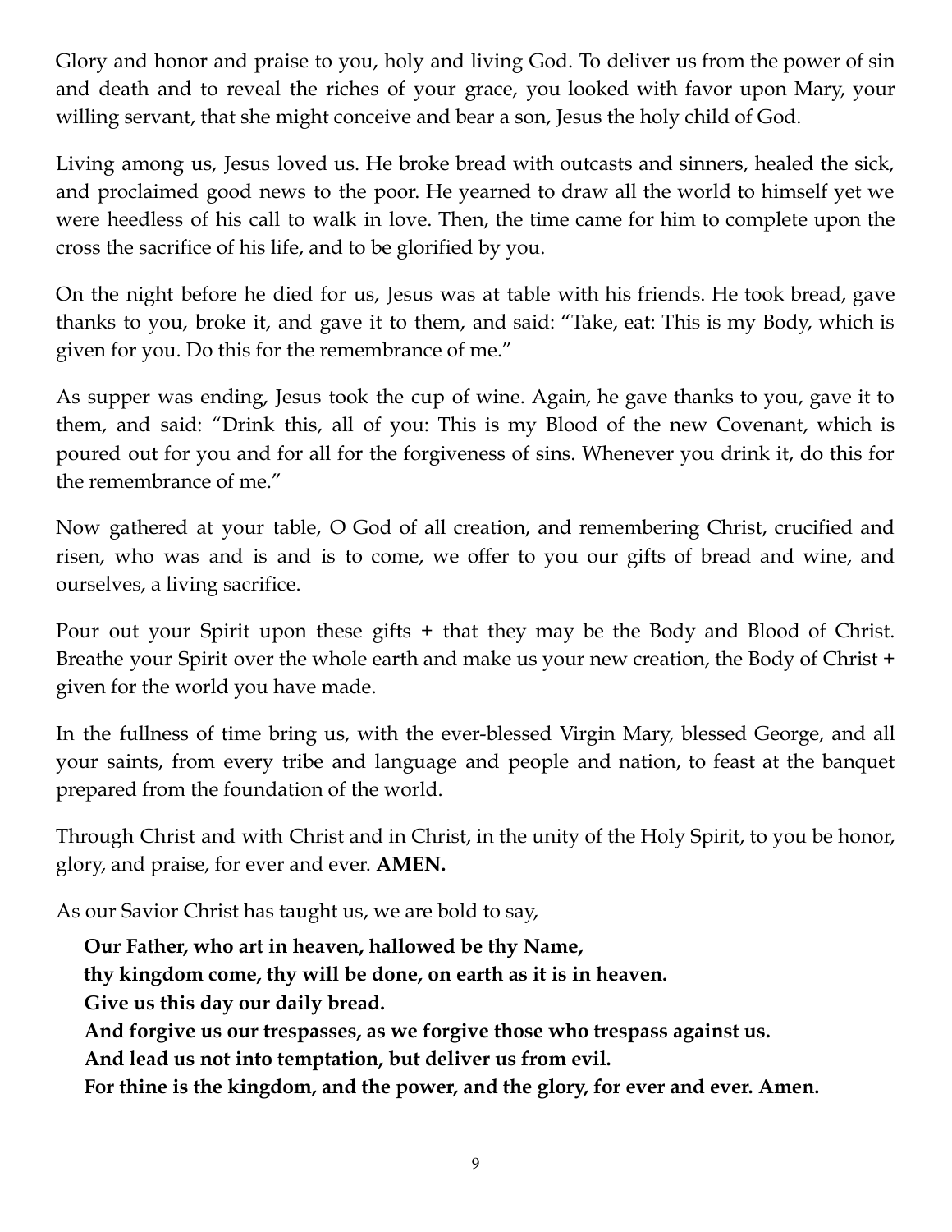Glory and honor and praise to you, holy and living God. To deliver us from the power of sin and death and to reveal the riches of your grace, you looked with favor upon Mary, your willing servant, that she might conceive and bear a son, Jesus the holy child of God.

Living among us, Jesus loved us. He broke bread with outcasts and sinners, healed the sick, and proclaimed good news to the poor. He yearned to draw all the world to himself yet we were heedless of his call to walk in love. Then, the time came for him to complete upon the cross the sacrifice of his life, and to be glorified by you.

On the night before he died for us, Jesus was at table with his friends. He took bread, gave thanks to you, broke it, and gave it to them, and said: "Take, eat: This is my Body, which is given for you. Do this for the remembrance of me."

As supper was ending, Jesus took the cup of wine. Again, he gave thanks to you, gave it to them, and said: "Drink this, all of you: This is my Blood of the new Covenant, which is poured out for you and for all for the forgiveness of sins. Whenever you drink it, do this for the remembrance of me."

Now gathered at your table, O God of all creation, and remembering Christ, crucified and risen, who was and is and is to come, we offer to you our gifts of bread and wine, and ourselves, a living sacrifice.

Pour out your Spirit upon these gifts + that they may be the Body and Blood of Christ. Breathe your Spirit over the whole earth and make us your new creation, the Body of Christ + given for the world you have made.

In the fullness of time bring us, with the ever-blessed Virgin Mary, blessed George, and all your saints, from every tribe and language and people and nation, to feast at the banquet prepared from the foundation of the world.

Through Christ and with Christ and in Christ, in the unity of the Holy Spirit, to you be honor, glory, and praise, for ever and ever. **AMEN.**

As our Savior Christ has taught us, we are bold to say,

**Our Father, who art in heaven, hallowed be thy Name,**
**thy kingdom come, thy will be done, on earth as it is in heaven.**
**Give us this day our daily bread.**
**And forgive us our trespasses, as we forgive those who trespass against us.**
**And lead us not into temptation, but deliver us from evil.**
**For thine is the kingdom, and the power, and the glory, for ever and ever. Amen.**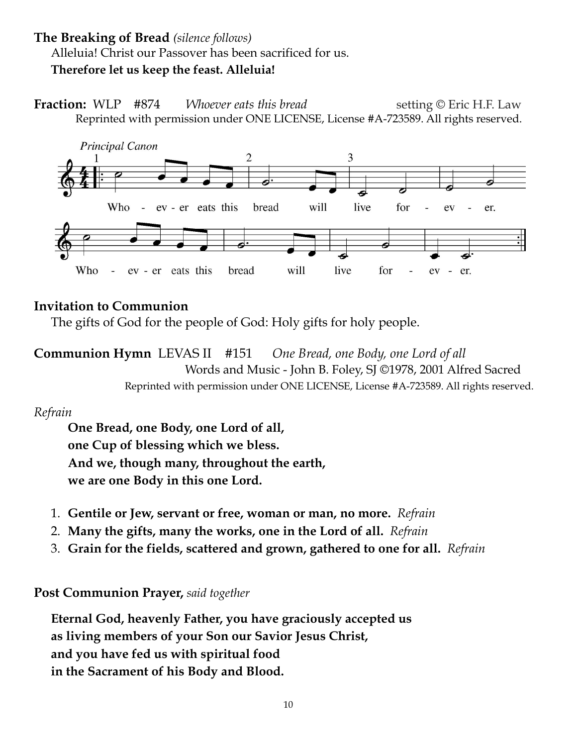**The Breaking of Bread** *(silence follows)*

Alleluia! Christ our Passover has been sacrificed for us.

**Therefore let us keep the feast. Alleluia!**

**Fraction:** WLP #874 *Whoever eats this bread* setting © Eric H.F. Law

Reprinted with permission under ONE LICENSE, License #A-723589. All rights reserved.

*Principal Canon*

Who - ev - er eats this bread will live for - ev - er.

Who - ev - er eats this bread will live for - ev - er.

**Invitation to Communion**

The gifts of God for the people of God: Holy gifts for holy people.

**Communion Hymn** LEVAS II #151 *One Bread, one Body, one Lord of all*

Words and Music - John B. Foley, SJ ©1978, 2001 Alfred Sacred

Reprinted with permission under ONE LICENSE, License #A-723589. All rights reserved.

*Refrain*

**One Bread, one Body, one Lord of all,**
**one Cup of blessing which we bless.**
**And we, though many, throughout the earth,**
**we are one Body in this one Lord.**

1. **Gentile or Jew, servant or free, woman or man, no more.** *Refrain*
2. **Many the gifts, many the works, one in the Lord of all.** *Refrain*
3. **Grain for the fields, scattered and grown, gathered to one for all.** *Refrain*

**Post Communion Prayer,** *said together*

**Eternal God, heavenly Father, you have graciously accepted us**
**as living members of your Son our Savior Jesus Christ,**
**and you have fed us with spiritual food**
**in the Sacrament of his Body and Blood.**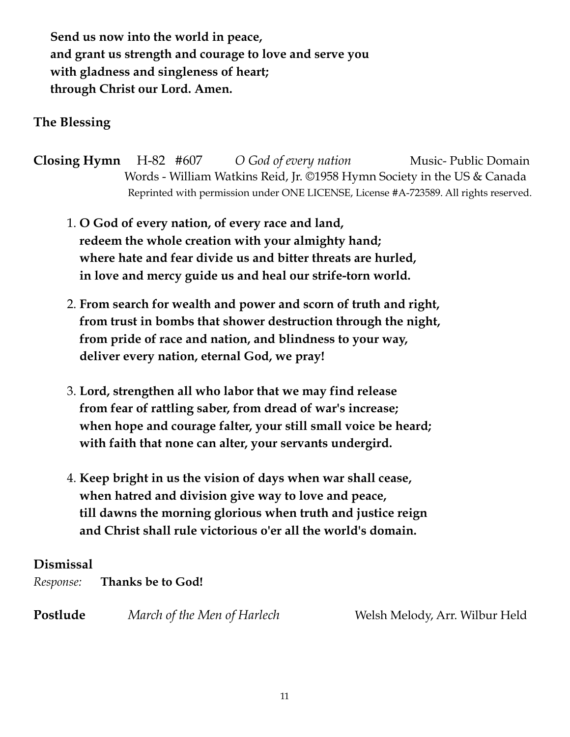**Send us now into the world in peace,**
**and grant us strength and courage to love and serve you**
**with gladness and singleness of heart;**
**through Christ our Lord. Amen.**

**The Blessing**

**Closing Hymn** H-82 #607 *O God of every nation* Music- Public Domain
Words - William Watkins Reid, Jr. ©1958 Hymn Society in the US & Canada
Reprinted with permission under ONE LICENSE, License #A-723589. All rights reserved.

1. **O God of every nation, of every race and land,**
   **redeem the whole creation with your almighty hand;**
   **where hate and fear divide us and bitter threats are hurled,**
   **in love and mercy guide us and heal our strife-torn world.**

2. **From search for wealth and power and scorn of truth and right,**
   **from trust in bombs that shower destruction through the night,**
   **from pride of race and nation, and blindness to your way,**
   **deliver every nation, eternal God, we pray!**

3. **Lord, strengthen all who labor that we may find release**
   **from fear of rattling saber, from dread of war's increase;**
   **when hope and courage falter, your still small voice be heard;**
   **with faith that none can alter, your servants undergird.**

4. **Keep bright in us the vision of days when war shall cease,**
   **when hatred and division give way to love and peace,**
   **till dawns the morning glorious when truth and justice reign**
   **and Christ shall rule victorious o'er all the world's domain.**

**Dismissal**

*Response:* **Thanks be to God!**

**Postlude** *March of the Men of Harlech* Welsh Melody, Arr. Wilbur Held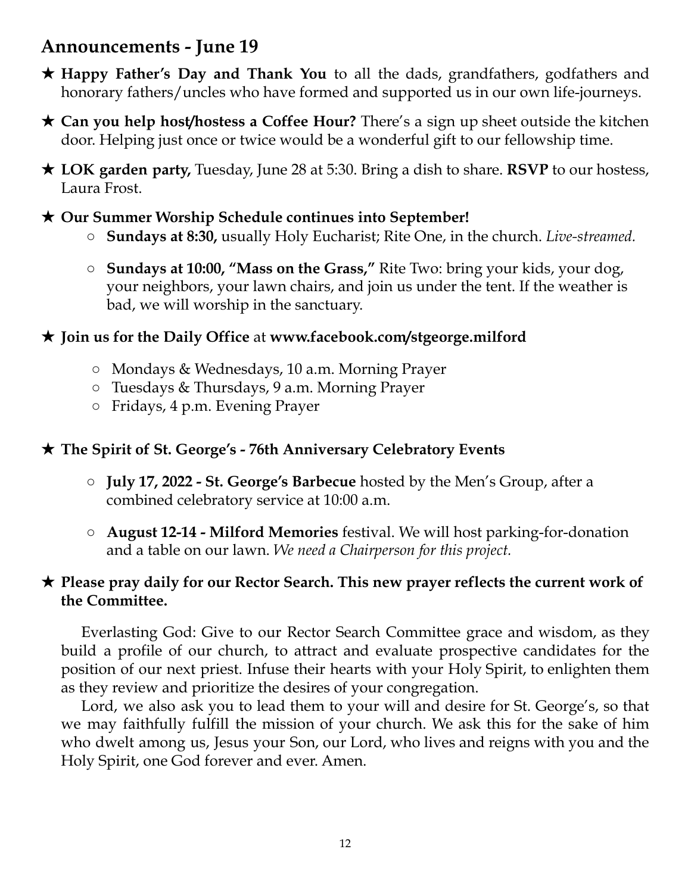## Announcements - June 19

- ★ **Happy Father's Day and Thank You** to all the dads, grandfathers, godfathers and honorary fathers/uncles who have formed and supported us in our own life-journeys.
- ★ **Can you help host/hostess a Coffee Hour?** There's a sign up sheet outside the kitchen door. Helping just once or twice would be a wonderful gift to our fellowship time.
- ★ **LOK garden party,** Tuesday, June 28 at 5:30. Bring a dish to share. **RSVP** to our hostess, Laura Frost.
- ★ **Our Summer Worship Schedule continues into September!**
  - **Sundays at 8:30,** usually Holy Eucharist; Rite One, in the church. *Live-streamed.*
  - **Sundays at 10:00, "Mass on the Grass,"** Rite Two: bring your kids, your dog, your neighbors, your lawn chairs, and join us under the tent. If the weather is bad, we will worship in the sanctuary.
- ★ **Join us for the Daily Office** at **www.facebook.com/stgeorge.milford**
  - Mondays & Wednesdays, 10 a.m. Morning Prayer
  - Tuesdays & Thursdays, 9 a.m. Morning Prayer
  - Fridays, 4 p.m. Evening Prayer
- ★ **The Spirit of St. George's - 76th Anniversary Celebratory Events**
  - **July 17, 2022 - St. George's Barbecue** hosted by the Men's Group, after a combined celebratory service at 10:00 a.m.
  - **August 12-14 - Milford Memories** festival. We will host parking-for-donation and a table on our lawn. *We need a Chairperson for this project.*
- ★ **Please pray daily for our Rector Search. This new prayer reflects the current work of the Committee.**

Everlasting God: Give to our Rector Search Committee grace and wisdom, as they build a profile of our church, to attract and evaluate prospective candidates for the position of our next priest. Infuse their hearts with your Holy Spirit, to enlighten them as they review and prioritize the desires of your congregation.

Lord, we also ask you to lead them to your will and desire for St. George's, so that we may faithfully fulfill the mission of your church. We ask this for the sake of him who dwelt among us, Jesus your Son, our Lord, who lives and reigns with you and the Holy Spirit, one God forever and ever. Amen.